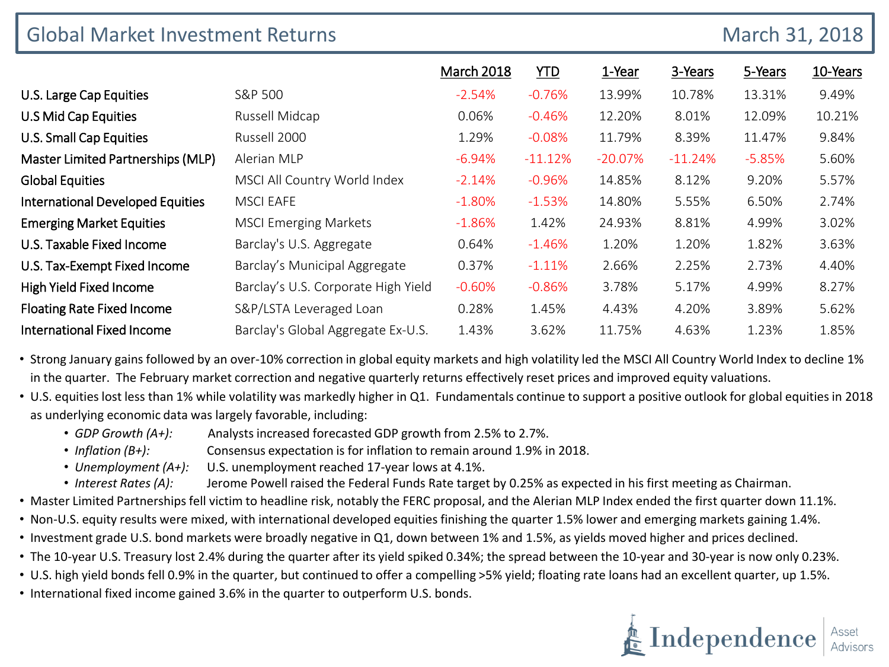# Global Market Investment Returns

March 31, 2018

| | | March 2018 | YTD | 1-Year | 3-Years | 5-Years | 10-Years |
|---|---|---|---|---|---|---|---|
| U.S. Large Cap Equities | S&P 500 | -2.54% | -0.76% | 13.99% | 10.78% | 13.31% | 9.49% |
| U.S Mid Cap Equities | Russell Midcap | 0.06% | -0.46% | 12.20% | 8.01% | 12.09% | 10.21% |
| U.S. Small Cap Equities | Russell 2000 | 1.29% | -0.08% | 11.79% | 8.39% | 11.47% | 9.84% |
| Master Limited Partnerships (MLP) | Alerian MLP | -6.94% | -11.12% | -20.07% | -11.24% | -5.85% | 5.60% |
| Global Equities | MSCI All Country World Index | -2.14% | -0.96% | 14.85% | 8.12% | 9.20% | 5.57% |
| International Developed Equities | MSCI EAFE | -1.80% | -1.53% | 14.80% | 5.55% | 6.50% | 2.74% |
| Emerging Market Equities | MSCI Emerging Markets | -1.86% | 1.42% | 24.93% | 8.81% | 4.99% | 3.02% |
| U.S. Taxable Fixed Income | Barclay's U.S. Aggregate | 0.64% | -1.46% | 1.20% | 1.20% | 1.82% | 3.63% |
| U.S. Tax-Exempt Fixed Income | Barclay's Municipal Aggregate | 0.37% | -1.11% | 2.66% | 2.25% | 2.73% | 4.40% |
| High Yield Fixed Income | Barclay's U.S. Corporate High Yield | -0.60% | -0.86% | 3.78% | 5.17% | 4.99% | 8.27% |
| Floating Rate Fixed Income | S&P/LSTA Leveraged Loan | 0.28% | 1.45% | 4.43% | 4.20% | 3.89% | 5.62% |
| International Fixed Income | Barclay's Global Aggregate Ex-U.S. | 1.43% | 3.62% | 11.75% | 4.63% | 1.23% | 1.85% |

- Strong January gains followed by an over-10% correction in global equity markets and high volatility led the MSCI All Country World Index to decline 1% in the quarter. The February market correction and negative quarterly returns effectively reset prices and improved equity valuations.
- U.S. equities lost less than 1% while volatility was markedly higher in Q1. Fundamentals continue to support a positive outlook for global equities in 2018 as underlying economic data was largely favorable, including:
  - *GDP Growth (A+):* Analysts increased forecasted GDP growth from 2.5% to 2.7%.
  - *Inflation (B+):* Consensus expectation is for inflation to remain around 1.9% in 2018.
  - *Unemployment (A+):* U.S. unemployment reached 17-year lows at 4.1%.
  - *Interest Rates (A):* Jerome Powell raised the Federal Funds Rate target by 0.25% as expected in his first meeting as Chairman.
- Master Limited Partnerships fell victim to headline risk, notably the FERC proposal, and the Alerian MLP Index ended the first quarter down 11.1%.
- Non-U.S. equity results were mixed, with international developed equities finishing the quarter 1.5% lower and emerging markets gaining 1.4%.
- Investment grade U.S. bond markets were broadly negative in Q1, down between 1% and 1.5%, as yields moved higher and prices declined.
- The 10-year U.S. Treasury lost 2.4% during the quarter after its yield spiked 0.34%; the spread between the 10-year and 30-year is now only 0.23%.
- U.S. high yield bonds fell 0.9% in the quarter, but continued to offer a compelling >5% yield; floating rate loans had an excellent quarter, up 1.5%.
- International fixed income gained 3.6% in the quarter to outperform U.S. bonds.

Independence Asset Advisors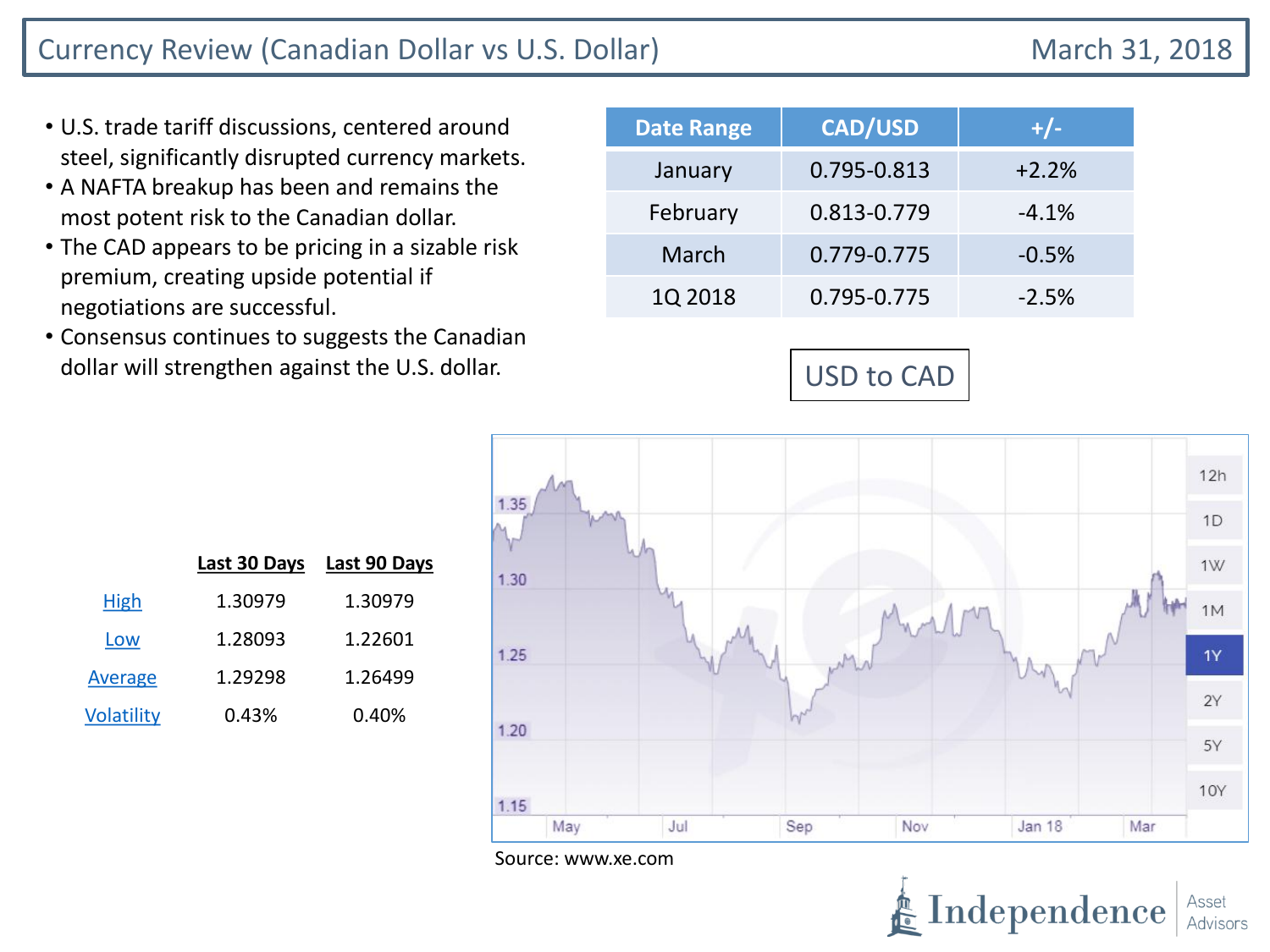# Currency Review (Canadian Dollar vs U.S. Dollar)

March 31, 2018

- U.S. trade tariff discussions, centered around steel, significantly disrupted currency markets.
- A NAFTA breakup has been and remains the most potent risk to the Canadian dollar.
- The CAD appears to be pricing in a sizable risk premium, creating upside potential if negotiations are successful.
- Consensus continues to suggests the Canadian dollar will strengthen against the U.S. dollar.

| Date Range | CAD/USD | +/- |
|---|---|---|
| January | 0.795-0.813 | +2.2% |
| February | 0.813-0.779 | -4.1% |
| March | 0.779-0.775 | -0.5% |
| 1Q 2018 | 0.795-0.775 | -2.5% |

| | Last 30 Days | Last 90 Days |
|---|---|---|
| High | 1.30979 | 1.30979 |
| Low | 1.28093 | 1.22601 |
| Average | 1.29298 | 1.26499 |
| Volatility | 0.43% | 0.40% |

USD to CAD

1.35
1.30
1.25
1.20
1.15
May
Jul
Sep
Nov
Jan 18
Mar
12h
1D
1W
1M
1Y
2Y
5Y
10Y

Source: www.xe.com